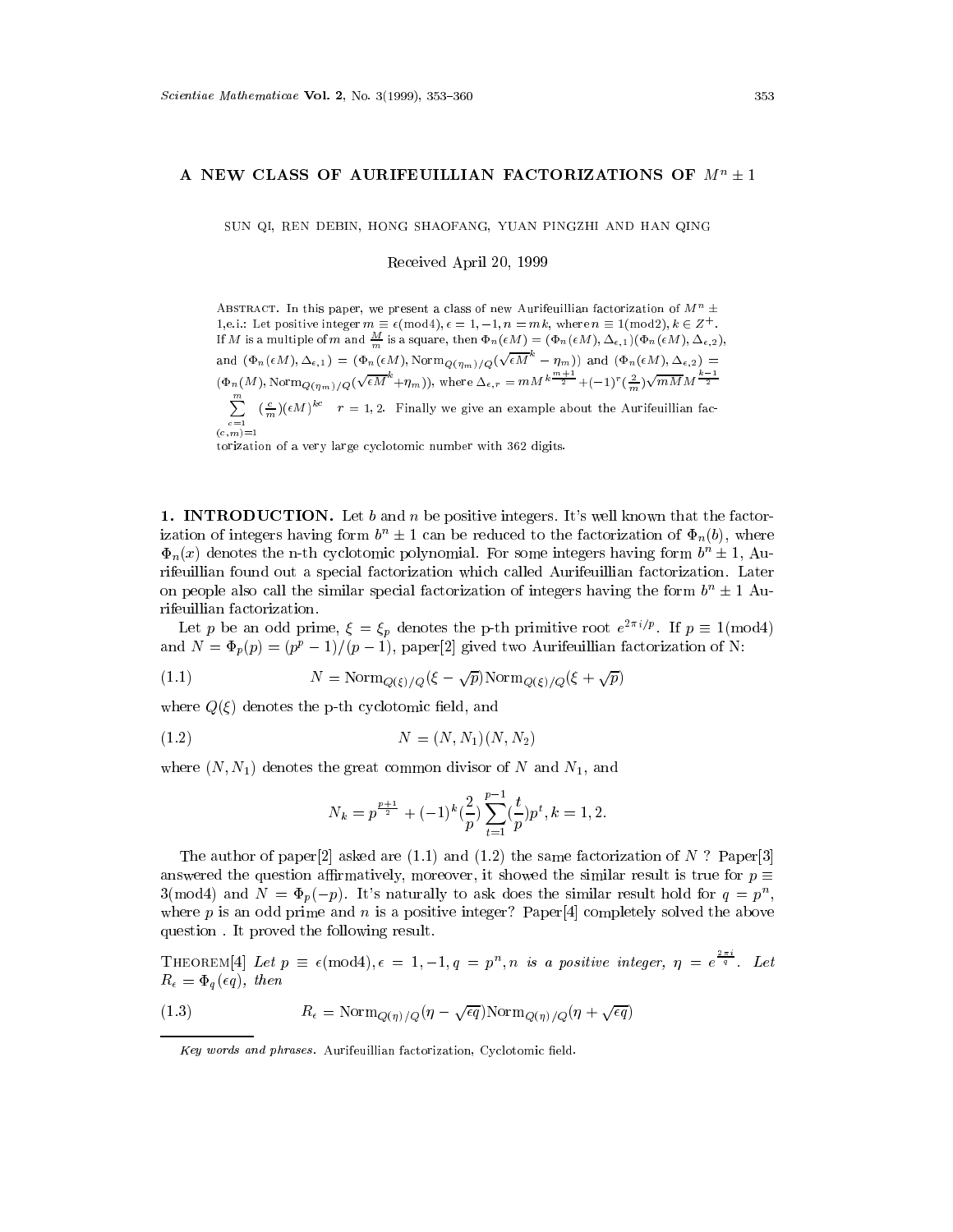# A NEW CLASS OF AURIFEUILLIAN FACTORIZATIONS OF $M^n \pm 1$

SUN QI, REN DEBIN, HONG SHAOFANG, YUAN PINGZHI AND HAN QING

Received April 20, 1999

ABSTRACT. In this paper, we present a class of new Aurifeuillian factorization of $M^n \pm 1$,e.i.: Let positive integer $m \equiv \epsilon(\text{mod}4), \epsilon = 1, -1, n = mk$, where $n \equiv 1(\text{mod}2), k \in Z^+$. If $M$ is a multiple of $m$ and $\frac{M}{m}$ is a square, then $\Phi_n(\epsilon M) = (\Phi_n(\epsilon M), \Delta_{\epsilon,1})(\Phi_n(\epsilon M), \Delta_{\epsilon,2})$, and $(\Phi_n(\epsilon M), \Delta_{\epsilon,1}) = (\Phi_n(\epsilon M), \text{Norm}_{Q(\eta_m)/Q}(\sqrt{\epsilon M}^k - \eta_m))$ and $(\Phi_n(\epsilon M), \Delta_{\epsilon,2}) = (\Phi_n(M), \text{Norm}_{Q(\eta_m)/Q}(\sqrt{\epsilon M}^k + \eta_m))$, where $\Delta_{\epsilon,r} = mM^{k\frac{m+1}{2}} + (-1)^r(\frac{2}{m})\sqrt{mM}M^{\frac{k-1}{2}} \sum_{\substack{c=1 \\ (c,m)=1}}^{m} (\frac{c}{m})(\epsilon M)^{kc} \quad r = 1, 2$. Finally we give an example about the Aurifeuillian factorization of a very large cyclotomic number with 362 digits.

## 1. INTRODUCTION.

Let $b$ and $n$ be positive integers. It's well known that the factorization of integers having form $b^n \pm 1$ can be reduced to the factorization of $\Phi_n(b)$, where $\Phi_n(x)$ denotes the n-th cyclotomic polynomial. For some integers having form $b^n \pm 1$, Aurifeuillian found out a special factorization which called Aurifeuillian factorization. Later on people also call the similar special factorization of integers having the form $b^n \pm 1$ Aurifeuillian factorization.

Let $p$ be an odd prime, $\xi = \xi_p$ denotes the p-th primitive root $e^{2\pi i/p}$. If $p \equiv 1(\text{mod}4)$ and $N = \Phi_p(p) = (p^p - 1)/(p - 1)$, paper[2] gived two Aurifeuillian factorization of N:

$$N = \text{Norm}_{Q(\xi)/Q}(\xi - \sqrt{p})\text{Norm}_{Q(\xi)/Q}(\xi + \sqrt{p}) \tag{1.1}$$

where $Q(\xi)$ denotes the p-th cyclotomic field, and

$$N = (N, N_1)(N, N_2) \tag{1.2}$$

where $(N, N_1)$ denotes the great common divisor of $N$ and $N_1$, and

$$N_k = p^{\frac{p+1}{2}} + (-1)^k(\frac{2}{p})\sum_{t=1}^{p-1}(\frac{t}{p})p^t, k = 1, 2.$$

The author of paper[2] asked are (1.1) and (1.2) the same factorization of $N$ ? Paper[3] answered the question affirmatively, moreover, it showed the similar result is true for $p \equiv 3(\text{mod}4)$ and $N = \Phi_p(-p)$. It's naturally to ask does the similar result hold for $q = p^n$, where $p$ is an odd prime and $n$ is a positive integer? Paper[4] completely solved the above question . It proved the following result.

THEOREM[4] *Let $p \equiv \epsilon(\text{mod}4), \epsilon = 1, -1, q = p^n, n$ is a positive integer, $\eta = e^{\frac{2\pi i}{q}}$. Let $R_\epsilon = \Phi_q(\epsilon q)$, then*

$$R_\epsilon = \text{Norm}_{Q(\eta)/Q}(\eta - \sqrt{\epsilon q})\text{Norm}_{Q(\eta)/Q}(\eta + \sqrt{\epsilon q}) \tag{1.3}$$

---

*Key words and phrases.* Aurifeuillian factorization, Cyclotomic field.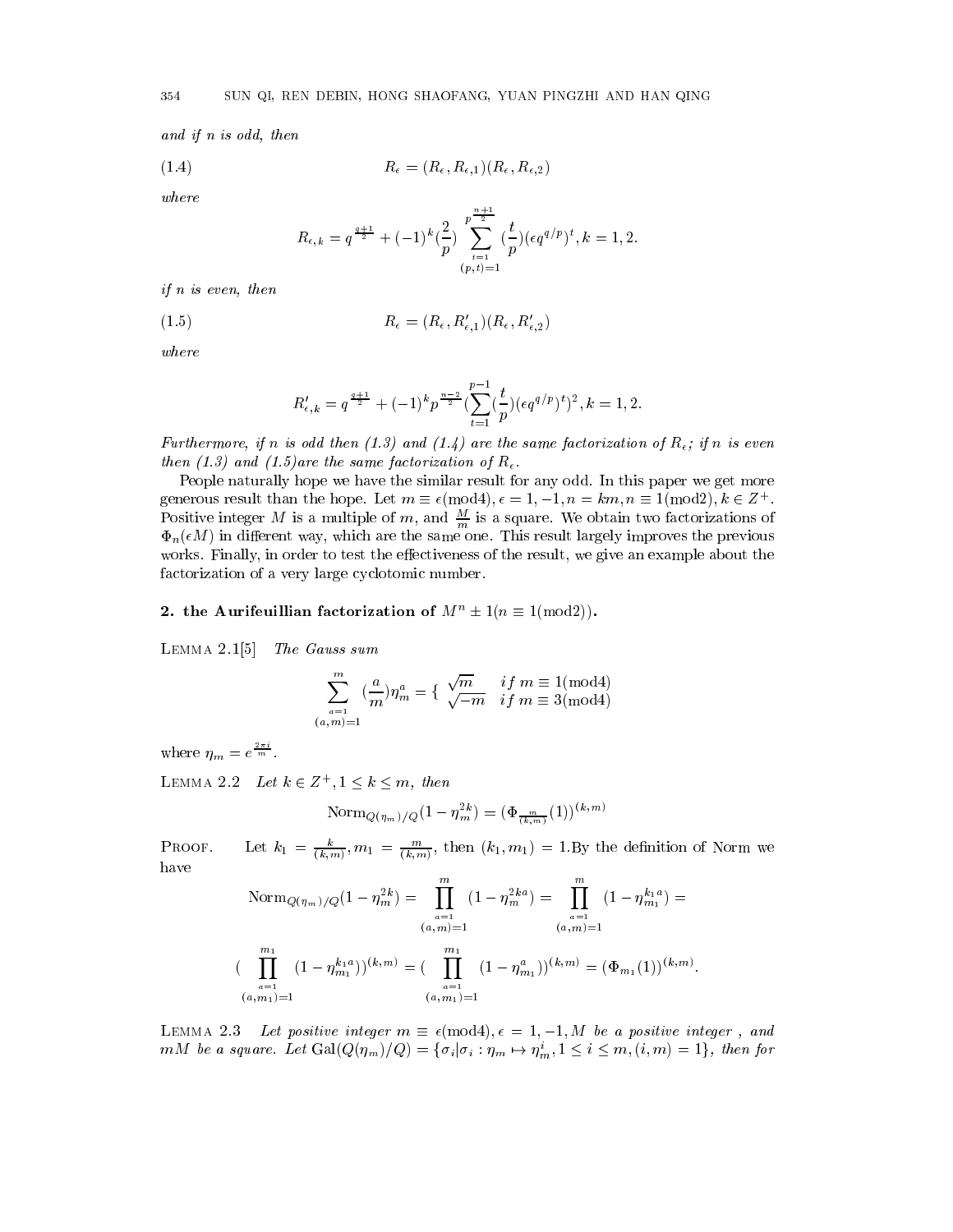*and if n is odd, then*

$$R_\epsilon = (R_\epsilon, R_{\epsilon,1})(R_\epsilon, R_{\epsilon,2}) \tag{1.4}$$

*where*

$$R_{\epsilon,k} = q^{\frac{q+1}{2}} + (-1)^k (\frac{2}{p}) \sum_{\substack{t=1 \\ (p,t)=1}}^{p^{\frac{n+1}{2}}} (\frac{t}{p})(\epsilon q^{q/p})^t, k = 1, 2.$$

*if n is even, then*

$$R_\epsilon = (R_\epsilon, R'_{\epsilon,1})(R_\epsilon, R'_{\epsilon,2}) \tag{1.5}$$

*where*

$$R'_{\epsilon,k} = q^{\frac{q+1}{2}} + (-1)^k p^{\frac{n-2}{2}} (\sum_{t=1}^{p-1} (\frac{t}{p})(\epsilon q^{q/p})^t)^2, k = 1, 2.$$

*Furthermore, if n is odd then (1.3) and (1.4) are the same factorization of $R_\epsilon$; if n is even then (1.3) and (1.5)are the same factorization of $R_\epsilon$.*

People naturally hope we have the similar result for any odd. In this paper we get more generous result than the hope. Let $m \equiv \epsilon(\text{mod}4), \epsilon = 1, -1, n = km, n \equiv 1(\text{mod}2), k \in Z^+$. Positive integer $M$ is a multiple of $m$, and $\frac{M}{m}$ is a square. We obtain two factorizations of $\Phi_n(\epsilon M)$ in different way, which are the same one. This result largely improves the previous works. Finally, in order to test the effectiveness of the result, we give an example about the factorization of a very large cyclotomic number.

## 2. the Aurifeuillian factorization of $M^n \pm 1 (n \equiv 1(\text{mod}2))$.

Lemma 2.1[5] *The Gauss sum*

$$\sum_{\substack{a=1 \\ (a,m)=1}}^{m} (\frac{a}{m})\eta_m^a = \begin{cases} \sqrt{m} & if\ m \equiv 1(\text{mod}4) \\ \sqrt{-m} & if\ m \equiv 3(\text{mod}4) \end{cases}$$

where $\eta_m = e^{\frac{2\pi i}{m}}$.

Lemma 2.2 *Let $k \in Z^+, 1 \leq k \leq m$, then*

$$\text{Norm}_{Q(\eta_m)/Q}(1 - \eta_m^{2k}) = (\Phi_{\frac{m}{(k,m)}}(1))^{(k,m)}$$

Proof. Let $k_1 = \frac{k}{(k,m)}, m_1 = \frac{m}{(k,m)}$, then $(k_1, m_1) = 1$.By the definition of Norm we have

$$\text{Norm}_{Q(\eta_m)/Q}(1 - \eta_m^{2k}) = \prod_{\substack{a=1 \\ (a,m)=1}}^{m} (1 - \eta_m^{2ka}) = \prod_{\substack{a=1 \\ (a,m)=1}}^{m} (1 - \eta_{m_1}^{k_1 a}) =$$

$$(\prod_{\substack{a=1 \\ (a,m_1)=1}}^{m_1} (1 - \eta_{m_1}^{k_1 a}))^{(k,m)} = (\prod_{\substack{a=1 \\ (a,m_1)=1}}^{m_1} (1 - \eta_{m_1}^{a}))^{(k,m)} = (\Phi_{m_1}(1))^{(k,m)}.$$

Lemma 2.3 *Let positive integer $m \equiv \epsilon(\text{mod}4), \epsilon = 1, -1, M$ be a positive integer , and $mM$ be a square. Let $\text{Gal}(Q(\eta_m)/Q) = \{\sigma_i | \sigma_i : \eta_m \mapsto \eta_m^i, 1 \leq i \leq m, (i, m) = 1\}$, then for*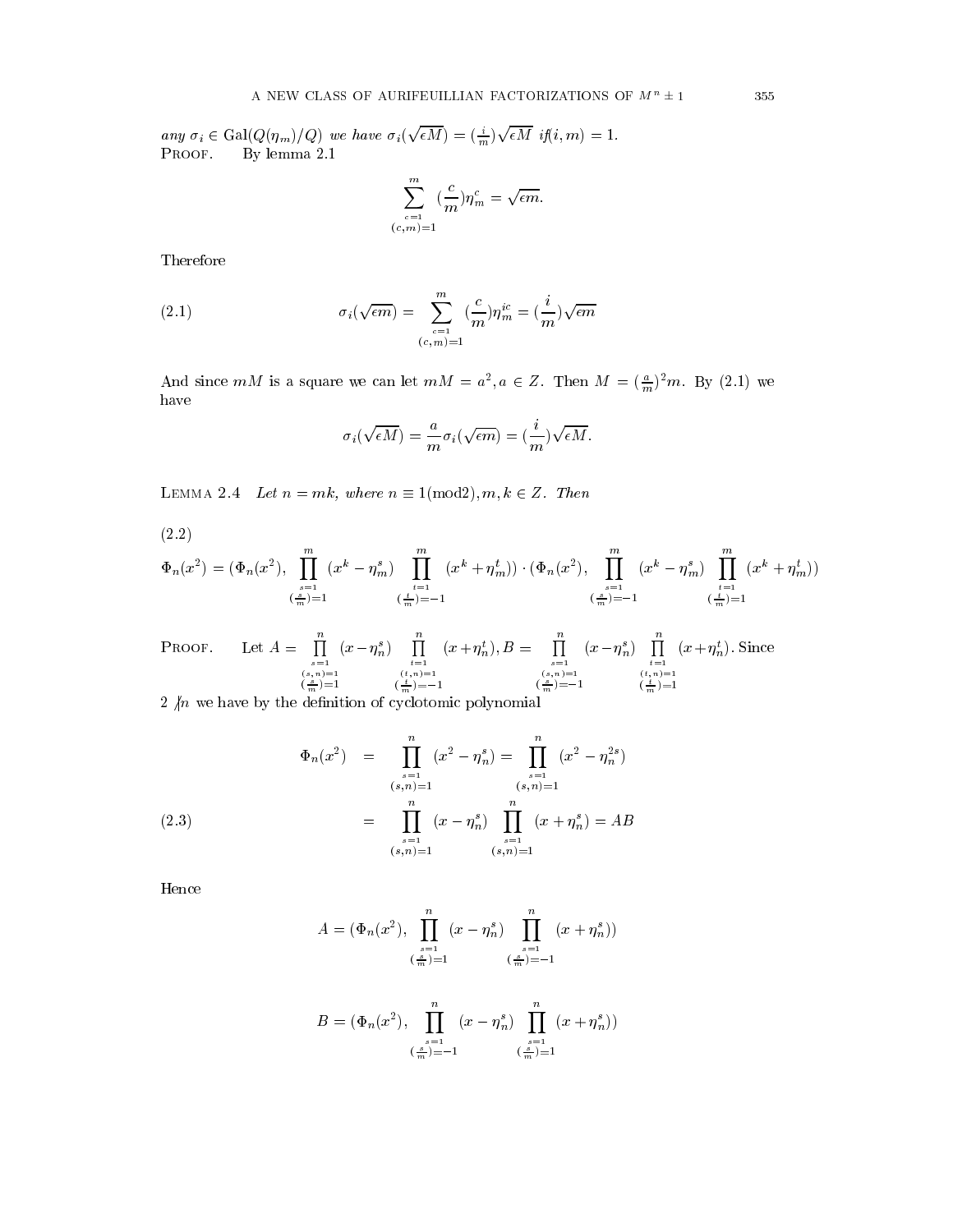*any* $\sigma_i \in \mathrm{Gal}(Q(\eta_m)/Q)$ *we have* $\sigma_i(\sqrt{\epsilon M}) = (\frac{i}{m})\sqrt{\epsilon M}$ *if* $(i,m)=1$.

Proof. By lemma 2.1

$$\sum_{\substack{c=1 \\ (c,m)=1}}^{m} (\frac{c}{m})\eta_m^c = \sqrt{\epsilon m}.$$

Therefore

$$\sigma_i(\sqrt{\epsilon m}) = \sum_{\substack{c=1 \\ (c,m)=1}}^{m} (\frac{c}{m})\eta_m^{ic} = (\frac{i}{m})\sqrt{\epsilon m} \tag{2.1}$$

And since $mM$ is a square we can let $mM = a^2, a \in Z$. Then $M = (\frac{a}{m})^2 m$. By (2.1) we have

$$\sigma_i(\sqrt{\epsilon M}) = \frac{a}{m}\sigma_i(\sqrt{\epsilon m}) = (\frac{i}{m})\sqrt{\epsilon M}.$$

Lemma 2.4 *Let* $n = mk$, *where* $n \equiv 1 (\mathrm{mod} 2), m, k \in Z$. *Then*

(2.2)

$$\Phi_n(x^2) = (\Phi_n(x^2), \prod_{\substack{s=1 \\ (\frac{s}{m})=1}}^{m} (x^k - \eta_m^s) \prod_{\substack{t=1 \\ (\frac{t}{m})=-1}}^{m} (x^k + \eta_m^t)) \cdot (\Phi_n(x^2), \prod_{\substack{s=1 \\ (\frac{s}{m})=-1}}^{m} (x^k - \eta_m^s) \prod_{\substack{t=1 \\ (\frac{t}{m})=1}}^{m} (x^k + \eta_m^t))$$

Proof. Let $A = \prod_{\substack{s=1 \\ (s,n)=1 \\ (\frac{s}{m})=1}}^{n} (x - \eta_n^s) \prod_{\substack{t=1 \\ (t,n)=1 \\ (\frac{t}{m})=-1}}^{n} (x + \eta_n^t), B = \prod_{\substack{s=1 \\ (s,n)=1 \\ (\frac{s}{m})=-1}}^{n} (x - \eta_n^s) \prod_{\substack{t=1 \\ (t,n)=1 \\ (\frac{t}{m})=1}}^{n} (x + \eta_n^t)$. Since $2 \not| n$ we have by the definition of cyclotomic polynomial

$$\begin{aligned}
\Phi_n(x^2) &= \prod_{\substack{s=1 \\ (s,n)=1}}^{n} (x^2 - \eta_n^s) = \prod_{\substack{s=1 \\ (s,n)=1}}^{n} (x^2 - \eta_n^{2s}) \\
&= \prod_{\substack{s=1 \\ (s,n)=1}}^{n} (x - \eta_n^s) \prod_{\substack{s=1 \\ (s,n)=1}}^{n} (x + \eta_n^s) = AB
\end{aligned} \tag{2.3}$$

Hence

$$A = (\Phi_n(x^2), \prod_{\substack{s=1 \\ (\frac{s}{m})=1}}^{n} (x - \eta_n^s) \prod_{\substack{s=1 \\ (\frac{s}{m})=-1}}^{n} (x + \eta_n^s))$$

$$B = (\Phi_n(x^2), \prod_{\substack{s=1 \\ (\frac{s}{m})=-1}}^{n} (x - \eta_n^s) \prod_{\substack{s=1 \\ (\frac{s}{m})=1}}^{n} (x + \eta_n^s))$$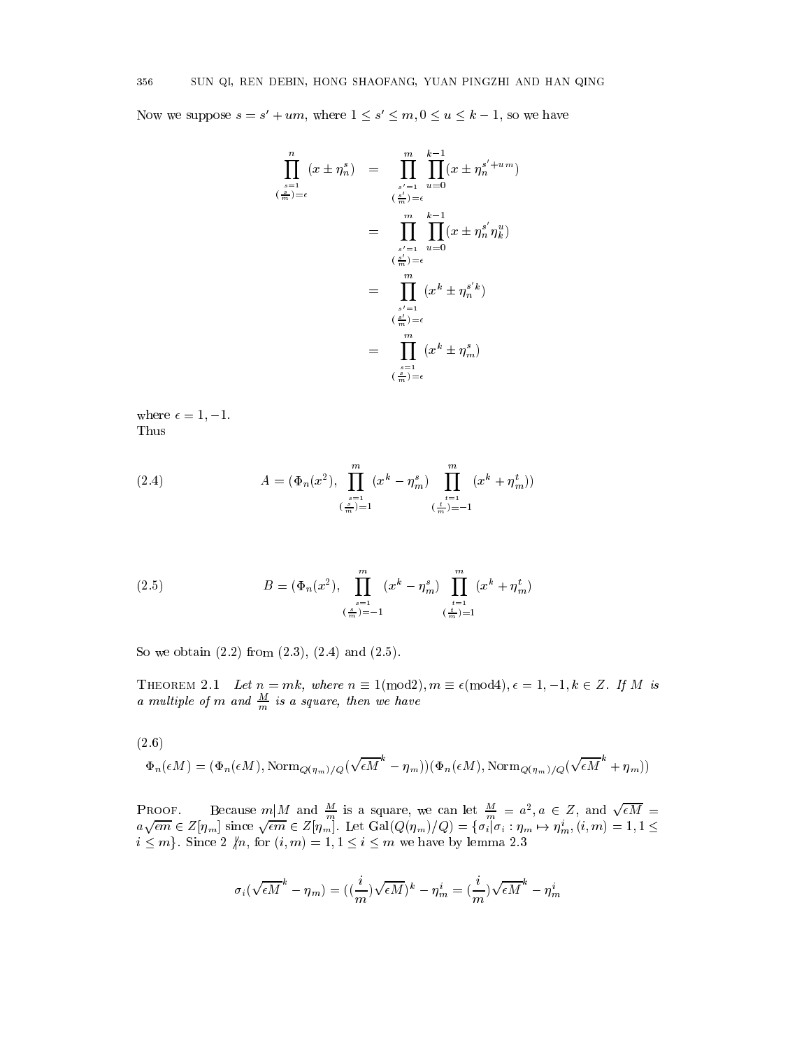Now we suppose $s = s' + um$, where $1 \le s' \le m, 0 \le u \le k-1$, so we have

$$
\begin{aligned}
\prod_{\substack{s=1 \\ (\frac{s}{m})=\epsilon}}^{n} (x \pm \eta_n^s) &= \prod_{\substack{s'=1 \\ (\frac{s'}{m})=\epsilon}}^{m} \prod_{u=0}^{k-1} (x \pm \eta_n^{s'+um}) \\
&= \prod_{\substack{s'=1 \\ (\frac{s'}{m})=\epsilon}}^{m} \prod_{u=0}^{k-1} (x \pm \eta_n^{s'} \eta_k^u) \\
&= \prod_{\substack{s'=1 \\ (\frac{s'}{m})=\epsilon}}^{m} (x^k \pm \eta_n^{s'k}) \\
&= \prod_{\substack{s=1 \\ (\frac{s}{m})=\epsilon}}^{m} (x^k \pm \eta_m^s)
\end{aligned}
$$

where $\epsilon = 1, -1$.
Thus

$$
A = (\Phi_n(x^2), \prod_{\substack{s=1 \\ (\frac{s}{m})=1}}^{m} (x^k - \eta_m^s) \prod_{\substack{t=1 \\ (\frac{t}{m})=-1}}^{m} (x^k + \eta_m^t)) \tag{2.4}
$$

$$
B = (\Phi_n(x^2), \prod_{\substack{s=1 \\ (\frac{s}{m})=-1}}^{m} (x^k - \eta_m^s) \prod_{\substack{t=1 \\ (\frac{t}{m})=1}}^{m} (x^k + \eta_m^t)) \tag{2.5}
$$

So we obtain (2.2) from (2.3), (2.4) and (2.5).

**Theorem 2.1** *Let $n = mk$, where $n \equiv 1 (\text{mod} 2), m \equiv \epsilon (\text{mod} 4), \epsilon = 1, -1, k \in Z$. If $M$ is a multiple of $m$ and $\frac{M}{m}$ is a square, then we have*

$$
\Phi_n(\epsilon M) = (\Phi_n(\epsilon M), \text{Norm}_{Q(\eta_m)/Q}(\sqrt{\epsilon M}^k - \eta_m))(\Phi_n(\epsilon M), \text{Norm}_{Q(\eta_m)/Q}(\sqrt{\epsilon M}^k + \eta_m)) \tag{2.6}
$$

Proof. Because $m|M$ and $\frac{M}{m}$ is a square, we can let $\frac{M}{m} = a^2, a \in Z$, and $\sqrt{\epsilon M} = a\sqrt{\epsilon m} \in Z[\eta_m]$ since $\sqrt{\epsilon m} \in Z[\eta_m]$. Let $\text{Gal}(Q(\eta_m)/Q) = \{\sigma_i | \sigma_i : \eta_m \mapsto \eta_m^i, (i,m) = 1, 1 \le i \le m\}$. Since $2 \not| n$, for $(i,m) = 1, 1 \le i \le m$ we have by lemma 2.3

$$
\sigma_i(\sqrt{\epsilon M}^k - \eta_m) = ((\frac{i}{m})\sqrt{\epsilon M})^k - \eta_m^i = (\frac{i}{m})\sqrt{\epsilon M}^k - \eta_m^i
$$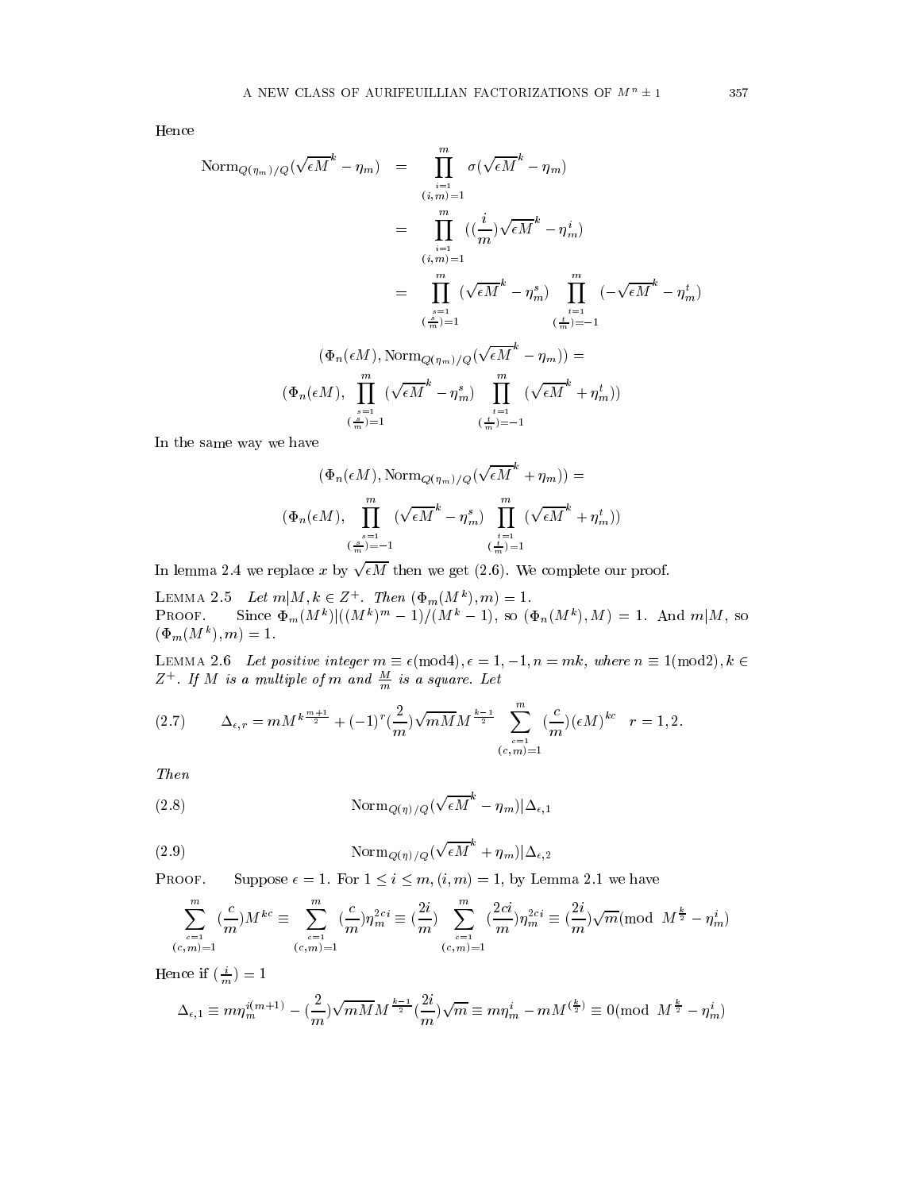Hence

$$\begin{aligned}
\mathrm{Norm}_{Q(\eta_m)/Q}(\sqrt{\epsilon M}^k - \eta_m) &= \prod_{\substack{i=1\\(i,m)=1}}^{m} \sigma(\sqrt{\epsilon M}^k - \eta_m) \\
&= \prod_{\substack{i=1\\(i,m)=1}}^{m} ((\frac{i}{m})\sqrt{\epsilon M}^k - \eta_m^i) \\
&= \prod_{\substack{s=1\\(\frac{s}{m})=1}}^{m} (\sqrt{\epsilon M}^k - \eta_m^s) \prod_{\substack{t=1\\(\frac{t}{m})=-1}}^{m} (-\sqrt{\epsilon M}^k - \eta_m^t)
\end{aligned}$$

$$(\Phi_n(\epsilon M), \mathrm{Norm}_{Q(\eta_m)/Q}(\sqrt{\epsilon M}^k - \eta_m)) =$$

$$(\Phi_n(\epsilon M), \prod_{\substack{s=1\\(\frac{s}{m})=1}}^{m} (\sqrt{\epsilon M}^k - \eta_m^s) \prod_{\substack{t=1\\(\frac{t}{m})=-1}}^{m} (\sqrt{\epsilon M}^k + \eta_m^t))$$

In the same way we have

$$(\Phi_n(\epsilon M), \mathrm{Norm}_{Q(\eta_m)/Q}(\sqrt{\epsilon M}^k + \eta_m)) =$$

$$(\Phi_n(\epsilon M), \prod_{\substack{s=1\\(\frac{s}{m})=-1}}^{m} (\sqrt{\epsilon M}^k - \eta_m^s) \prod_{\substack{t=1\\(\frac{t}{m})=1}}^{m} (\sqrt{\epsilon M}^k + \eta_m^t))$$

In lemma 2.4 we replace $x$ by $\sqrt{\epsilon M}$ then we get (2.6). We complete our proof.

**Lemma 2.5** *Let $m|M, k \in Z^+$. Then $(\Phi_m(M^k), m) = 1$.*

**Proof.** Since $\Phi_m(M^k)|((M^k)^m - 1)/(M^k - 1)$, so $(\Phi_n(M^k), M) = 1$. And $m|M$, so $(\Phi_m(M^k), m) = 1$.

**Lemma 2.6** *Let positive integer $m \equiv \epsilon (\mathrm{mod} 4), \epsilon = 1, -1, n = mk$, where $n \equiv 1 (\mathrm{mod} 2), k \in Z^+$. If $M$ is a multiple of $m$ and $\frac{M}{m}$ is a square. Let*

$$\Delta_{\epsilon,r} = mM^{k\frac{m+1}{2}} + (-1)^r (\frac{2}{m})\sqrt{mM} M^{\frac{k-1}{2}} \sum_{\substack{c=1\\(c,m)=1}}^{m} (\frac{c}{m})(\epsilon M)^{kc} \quad r = 1, 2. \tag{2.7}$$

*Then*

$$\mathrm{Norm}_{Q(\eta)/Q}(\sqrt{\epsilon M}^k - \eta_m) | \Delta_{\epsilon,1} \tag{2.8}$$

$$\mathrm{Norm}_{Q(\eta)/Q}(\sqrt{\epsilon M}^k + \eta_m) | \Delta_{\epsilon,2} \tag{2.9}$$

**Proof.** Suppose $\epsilon = 1$. For $1 \le i \le m, (i, m) = 1$, by Lemma 2.1 we have

$$\sum_{\substack{c=1\\(c,m)=1}}^{m} (\frac{c}{m}) M^{kc} \equiv \sum_{\substack{c=1\\(c,m)=1}}^{m} (\frac{c}{m}) \eta_m^{2ci} \equiv (\frac{2i}{m}) \sum_{\substack{c=1\\(c,m)=1}}^{m} (\frac{2ci}{m}) \eta_m^{2ci} \equiv (\frac{2i}{m})\sqrt{m} (\mathrm{mod}\ M^{\frac{k}{2}} - \eta_m^i)$$

Hence if $(\frac{i}{m}) = 1$

$$\Delta_{\epsilon,1} \equiv m\eta_m^{i(m+1)} - (\frac{2}{m})\sqrt{mM} M^{\frac{k-1}{2}} (\frac{2i}{m})\sqrt{m} \equiv m\eta_m^i - mM^{(\frac{k}{2})} \equiv 0 (\mathrm{mod}\ M^{\frac{k}{2}} - \eta_m^i)$$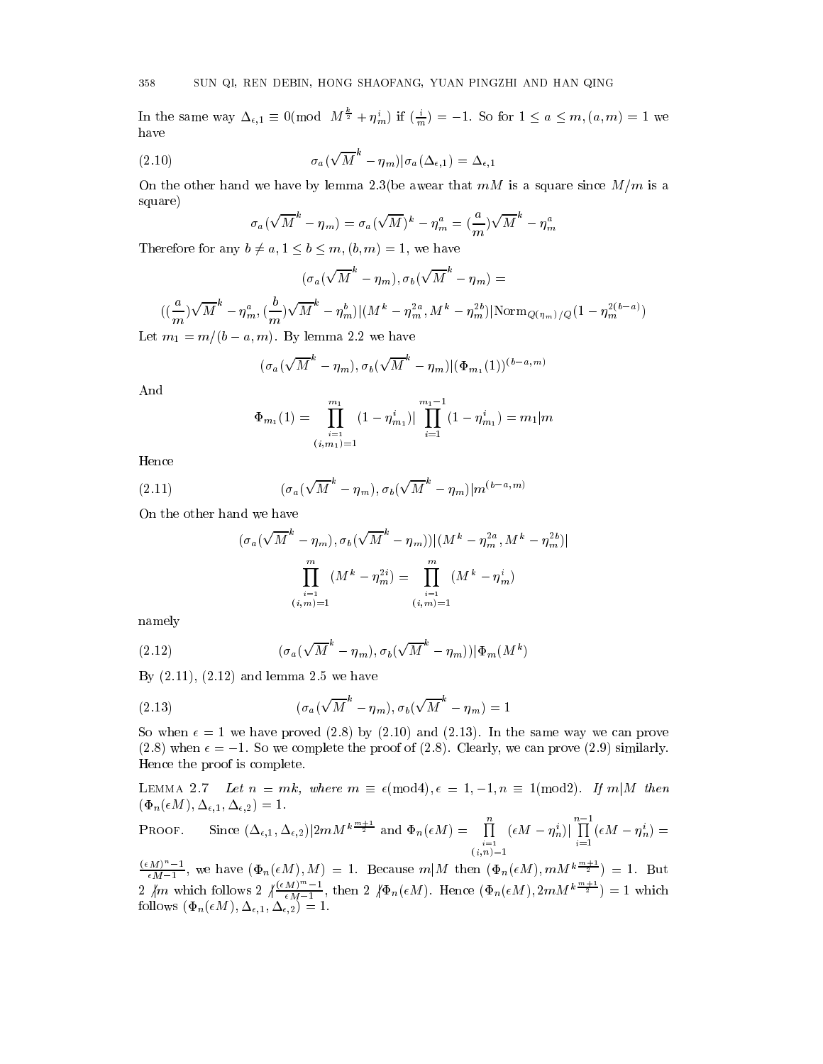In the same way $\Delta_{\epsilon,1} \equiv 0(\text{mod } M^{\frac{k}{2}} + \eta_m^i)$ if $(\frac{i}{m}) = -1$. So for $1 \le a \le m, (a,m) = 1$ we have

$$\sigma_a(\sqrt{M}^k - \eta_m) | \sigma_a(\Delta_{\epsilon,1}) = \Delta_{\epsilon,1} \tag{2.10}$$

On the other hand we have by lemma 2.3(be awear that $mM$ is a square since $M/m$ is a square)

$$\sigma_a(\sqrt{M}^k - \eta_m) = \sigma_a(\sqrt{M})^k - \eta_m^a = (\frac{a}{m})\sqrt{M}^k - \eta_m^a$$

Therefore for any $b \ne a, 1 \le b \le m, (b,m) = 1$, we have

$$(\sigma_a(\sqrt{M}^k - \eta_m), \sigma_b(\sqrt{M}^k - \eta_m) =$$

$$((\frac{a}{m})\sqrt{M}^k - \eta_m^a, (\frac{b}{m})\sqrt{M}^k - \eta_m^b) | (M^k - \eta_m^{2a}, M^k - \eta_m^{2b}) | \text{Norm}_{Q(\eta_m)/Q}(1 - \eta_m^{2(b-a)})$$

Let $m_1 = m/(b-a,m)$. By lemma 2.2 we have

$$(\sigma_a(\sqrt{M}^k - \eta_m), \sigma_b(\sqrt{M}^k - \eta_m) | (\Phi_{m_1}(1))^{(b-a,m)}$$

And

$$\Phi_{m_1}(1) = \prod_{\substack{i=1 \\ (i,m_1)=1}}^{m_1} (1 - \eta_{m_1}^i) | \prod_{i=1}^{m_1 - 1} (1 - \eta_{m_1}^i) = m_1 | m$$

Hence

$$(\sigma_a(\sqrt{M}^k - \eta_m), \sigma_b(\sqrt{M}^k - \eta_m) | m^{(b-a,m)} \tag{2.11}$$

On the other hand we have

$$(\sigma_a(\sqrt{M}^k - \eta_m), \sigma_b(\sqrt{M}^k - \eta_m)) | (M^k - \eta_m^{2a}, M^k - \eta_m^{2b}) |$$

$$\prod_{\substack{i=1 \\ (i,m)=1}}^{m} (M^k - \eta_m^{2i}) = \prod_{\substack{i=1 \\ (i,m)=1}}^{m} (M^k - \eta_m^i)$$

namely

$$(\sigma_a(\sqrt{M}^k - \eta_m), \sigma_b(\sqrt{M}^k - \eta_m)) | \Phi_m(M^k) \tag{2.12}$$

By (2.11), (2.12) and lemma 2.5 we have

$$(\sigma_a(\sqrt{M}^k - \eta_m), \sigma_b(\sqrt{M}^k - \eta_m) = 1 \tag{2.13}$$

So when $\epsilon = 1$ we have proved (2.8) by (2.10) and (2.13). In the same way we can prove (2.8) when $\epsilon = -1$. So we complete the proof of (2.8). Clearly, we can prove (2.9) similarly. Hence the proof is complete.

LEMMA 2.7 *Let $n = mk$, where $m \equiv \epsilon(\text{mod} 4), \epsilon = 1, -1, n \equiv 1(\text{mod} 2)$. If $m | M$ then $(\Phi_n(\epsilon M), \Delta_{\epsilon,1}, \Delta_{\epsilon,2}) = 1$.*

PROOF. Since $(\Delta_{\epsilon,1}, \Delta_{\epsilon,2}) | 2mM^{k\frac{m+1}{2}}$ and $\Phi_n(\epsilon M) = \prod_{\substack{i=1 \\ (i,n)=1}}^{n} (\epsilon M - \eta_n^i) | \prod_{i=1}^{n-1} (\epsilon M - \eta_n^i) = \frac{(\epsilon M)^n - 1}{\epsilon M - 1}$, we have $(\Phi_n(\epsilon M), M) = 1$. Because $m | M$ then $(\Phi_n(\epsilon M), mM^{k\frac{m+1}{2}}) = 1$. But $2 \nmid m$ which follows $2 \nmid \frac{(\epsilon M)^m - 1}{\epsilon M - 1}$, then $2 \nmid \Phi_n(\epsilon M)$. Hence $(\Phi_n(\epsilon M), 2mM^{k\frac{m+1}{2}}) = 1$ which follows $(\Phi_n(\epsilon M), \Delta_{\epsilon,1}, \Delta_{\epsilon,2}) = 1$.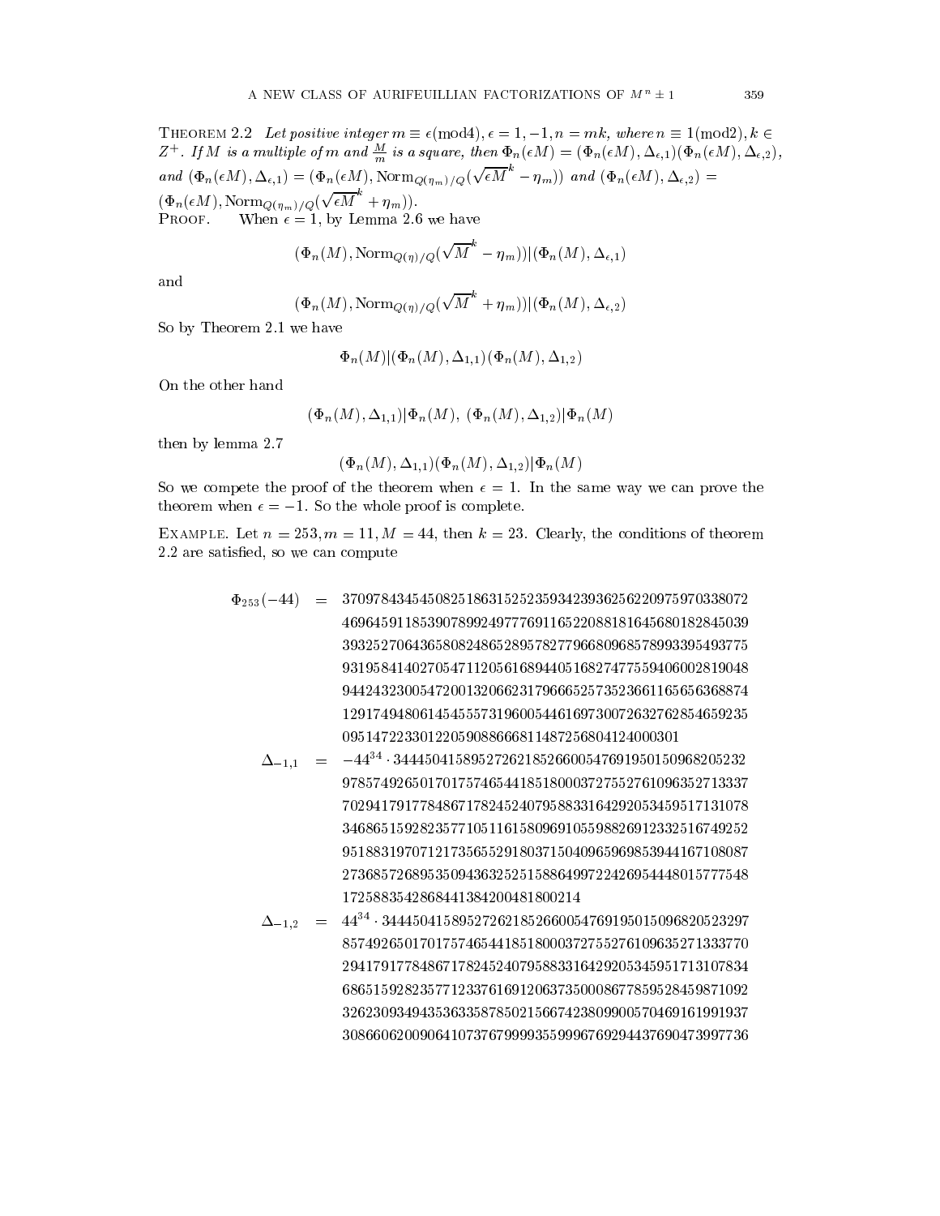**Theorem 2.2** *Let positive integer $m \equiv \epsilon (\bmod 4)$, $\epsilon = 1, -1, n = mk$, where $n \equiv 1 (\bmod 2), k \in Z^+$. If $M$ is a multiple of $m$ and $\frac{M}{m}$ is a square, then $\Phi_n(\epsilon M) = (\Phi_n(\epsilon M), \Delta_{\epsilon,1})(\Phi_n(\epsilon M), \Delta_{\epsilon,2})$, and $(\Phi_n(\epsilon M), \Delta_{\epsilon,1}) = (\Phi_n(\epsilon M), \mathrm{Norm}_{Q(\eta_m)/Q}(\sqrt{\epsilon M}^k - \eta_m))$ and $(\Phi_n(\epsilon M), \Delta_{\epsilon,2}) = (\Phi_n(\epsilon M), \mathrm{Norm}_{Q(\eta_m)/Q}(\sqrt{\epsilon M}^k + \eta_m))$.*

**Proof.** When $\epsilon = 1$, by Lemma 2.6 we have

$$(\Phi_n(M), \mathrm{Norm}_{Q(\eta)/Q}(\sqrt{M}^k - \eta_m)) | (\Phi_n(M), \Delta_{\epsilon,1})$$

and

$$(\Phi_n(M), \mathrm{Norm}_{Q(\eta)/Q}(\sqrt{M}^k + \eta_m)) | (\Phi_n(M), \Delta_{\epsilon,2})$$

So by Theorem 2.1 we have

$$\Phi_n(M) | (\Phi_n(M), \Delta_{1,1})(\Phi_n(M), \Delta_{1,2})$$

On the other hand

$$(\Phi_n(M), \Delta_{1,1}) | \Phi_n(M),\ (\Phi_n(M), \Delta_{1,2}) | \Phi_n(M)$$

then by lemma 2.7

$$(\Phi_n(M), \Delta_{1,1})(\Phi_n(M), \Delta_{1,2}) | \Phi_n(M)$$

So we compete the proof of the theorem when $\epsilon = 1$. In the same way we can prove the theorem when $\epsilon = -1$. So the whole proof is complete.

**Example.** Let $n = 253, m = 11, M = 44$, then $k = 23$. Clearly, the conditions of theorem 2.2 are satisfied, so we can compute

$$\begin{aligned}
\Phi_{253}(-44) \;=\;& 37097843454508251863152523593423936256220975970338072\\
& 46964591185390789924977769116522088181645680182845039\\
& 39325270643658082486528957827796680968578993395493775\\
& 93195841402705471120561689440516827477559406002819048\\
& 94424323005472001320662317966652573523661165656368874\\
& 12917494806145455573196005446169730072632762854659235\\
& 0951472233012205908866681148725680412400030 1\\
\Delta_{-1,1} \;=\;& -44^{34} \cdot 3444504158952726218526600547691950150968205232\\
& 97857492650170175746544185180003727552761096352713337\\
& 70294179177848671782452407958833164292053459517131078\\
& 34686515928235771051161580969105598826912332516749252\\
& 95188319707121735655291803715040965969853944167108087\\
& 27368572689535094363252515886499722426954448015777548\\
& 172588354286844138420048180021 4\\
\Delta_{-1,2} \;=\;& 44^{34} \cdot 3444504158952726218526600547691950150968205232 97\\
& 85749265017017574654418518000372755276109635271333770\\
& 29417917784867178245240795883316429205345951713107834\\
& 68651592823577123376169120637350008677859528459871092\\
& 32623093494353633587850215667423809900570469161991937\\
& 30866062009064107376799993559996769294437690473997736
\end{aligned}$$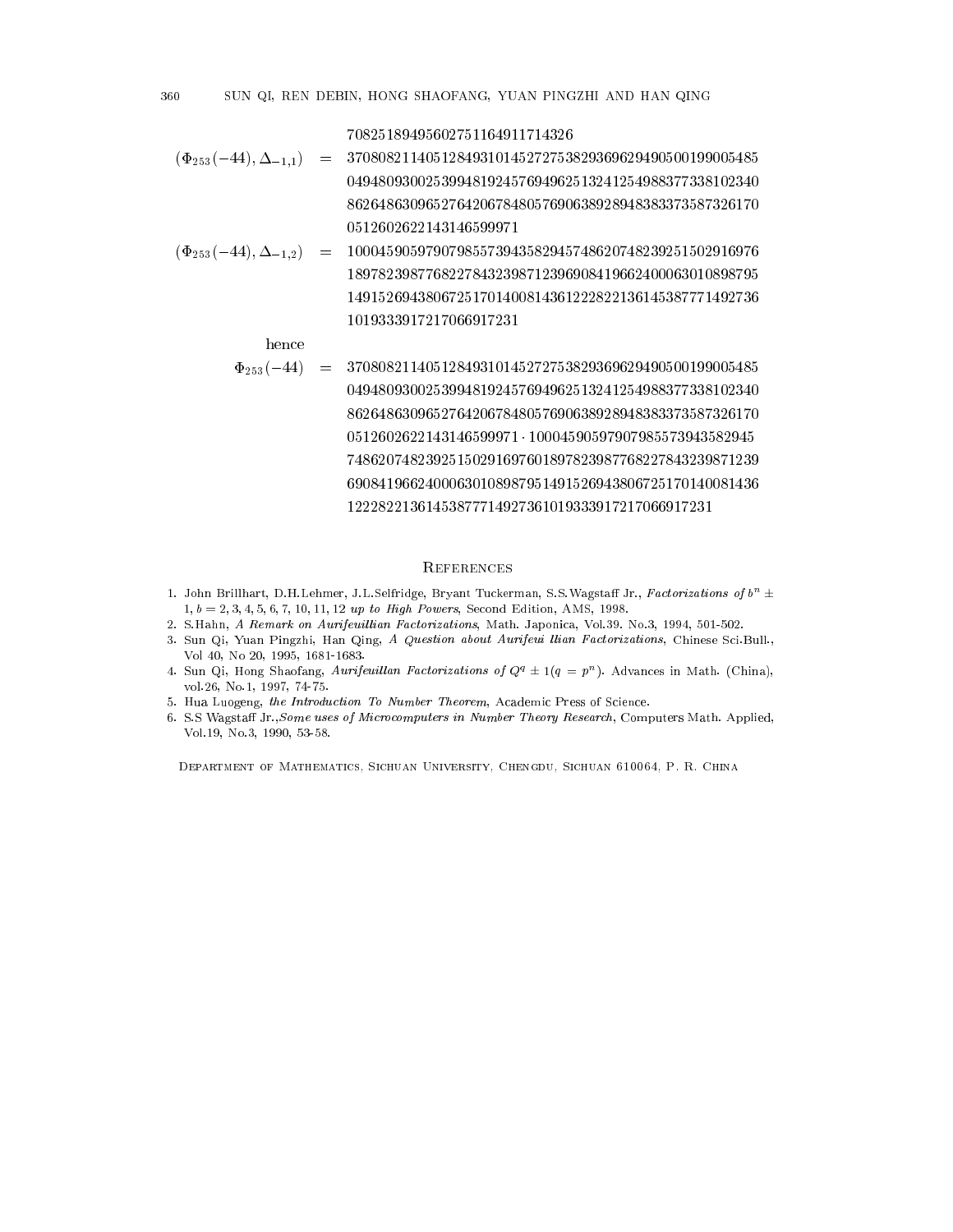$$7082518949560275116491171432 6$$

$$
\begin{aligned}
(\Phi_{253}(-44), \Delta_{-1,1}) &= 370808211405128493101452727538293696294905001990054 85\\
&\quad 0494809300253994819245769496251324125498837733810234 0\\
&\quad 8626486309652764206784805769063892894838337358732617 0\\
&\quad 051260262214314659997 1\\
(\Phi_{253}(-44), \Delta_{-1,2}) &= 1000459059790798557394358294574862074823925150291697 6\\
&\quad 1897823987768227843239871239690841966240006301089879 5\\
&\quad 1491526943806725170140081436122282213614538777149273 6\\
&\quad 101933391721706691723 1
\end{aligned}
$$

hence

$$
\begin{aligned}
\Phi_{253}(-44) &= 370808211405128493101452727538293696294905001990054 85\\
&\quad 0494809300253994819245769496251324125498837733810234 0\\
&\quad 8626486309652764206784805769063892894838337358732617 0\\
&\quad 0512602622143146599971 \cdot 100045905979079855739435829 45\\
&\quad 7486207482392515029169760189782398776822784323987123 9\\
&\quad 6908419662400063010898795149152694380672517014008143 6\\
&\quad 1222822136145387771492736101933391721706691723 1
\end{aligned}
$$

## References

1. John Brillhart, D.H.Lehmer, J.L.Selfridge, Bryant Tuckerman, S.S.Wagstaff Jr., *Factorizations of $b^n \pm 1$, $b = 2, 3, 4, 5, 6, 7, 10, 11, 12$ up to High Powers*, Second Edition, AMS, 1998.
2. S.Hahn, *A Remark on Aurifeuillian Factorizations*, Math. Japonica, Vol.39. No.3, 1994, 501-502.
3. Sun Qi, Yuan Pingzhi, Han Qing, *A Question about Aurifeui llian Factorizations*, Chinese Sci.Bull., Vol 40, No 20, 1995, 1681-1683.
4. Sun Qi, Hong Shaofang, *Aurifeuillan Factorizations of $Q^q \pm 1 (q = p^n)$*. Advances in Math. (China), vol.26, No.1, 1997, 74-75.
5. Hua Luogeng, *the Introduction To Number Theorem*, Academic Press of Science.
6. S.S Wagstaff Jr.,*Some uses of Microcomputers in Number Theory Research*, Computers Math. Applied, Vol.19, No.3, 1990, 53-58.

Department of Mathematics, Sichuan University, Chengdu, Sichuan 610064, P. R. China